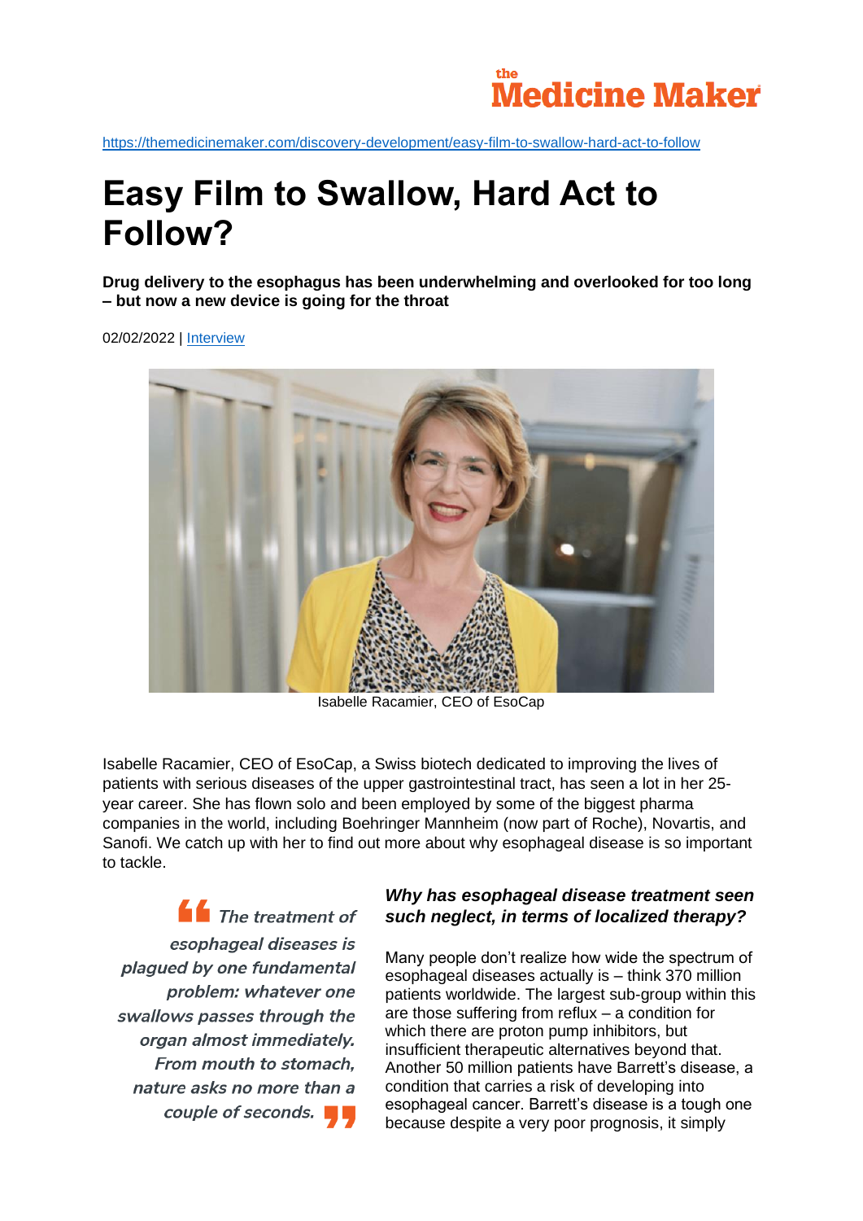https://themedicinemaker.com/discovery-development/easy-film-to-swallow-hard-act-to-follow

# Easy Film to Swallow, Hard Act to Follow?

**Drug delivery to the esophagus has been underwhelming and overlooked for too long – but now a new device is going for the throat**

02/02/2022 | Interview

Isabelle Racamier, CEO of EsoCap

Isabelle Racamier, CEO of EsoCap, a Swiss biotech dedicated to improving the lives of patients with serious diseases of the upper gastrointestinal tract, has seen a lot in her 25-year career. She has flown solo and been employed by some of the biggest pharma companies in the world, including Boehringer Mannheim (now part of Roche), Novartis, and Sanofi. We catch up with her to find out more about why esophageal disease is so important to tackle.

> *The treatment of esophageal diseases is plagued by one fundamental problem: whatever one swallows passes through the organ almost immediately. From mouth to stomach, nature asks no more than a couple of seconds.*

### *Why has esophageal disease treatment seen such neglect, in terms of localized therapy?*

Many people don't realize how wide the spectrum of esophageal diseases actually is – think 370 million patients worldwide. The largest sub-group within this are those suffering from reflux – a condition for which there are proton pump inhibitors, but insufficient therapeutic alternatives beyond that. Another 50 million patients have Barrett's disease, a condition that carries a risk of developing into esophageal cancer. Barrett's disease is a tough one because despite a very poor prognosis, it simply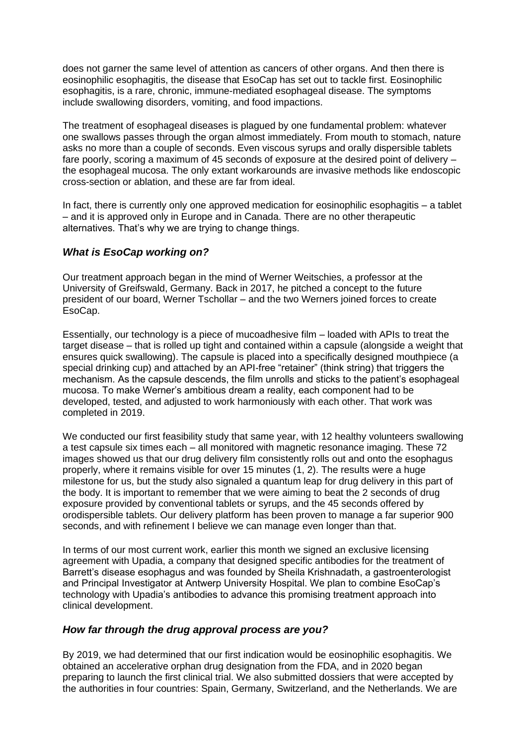does not garner the same level of attention as cancers of other organs. And then there is eosinophilic esophagitis, the disease that EsoCap has set out to tackle first. Eosinophilic esophagitis, is a rare, chronic, immune-mediated esophageal disease. The symptoms include swallowing disorders, vomiting, and food impactions.

The treatment of esophageal diseases is plagued by one fundamental problem: whatever one swallows passes through the organ almost immediately. From mouth to stomach, nature asks no more than a couple of seconds. Even viscous syrups and orally dispersible tablets fare poorly, scoring a maximum of 45 seconds of exposure at the desired point of delivery – the esophageal mucosa. The only extant workarounds are invasive methods like endoscopic cross-section or ablation, and these are far from ideal.

In fact, there is currently only one approved medication for eosinophilic esophagitis – a tablet – and it is approved only in Europe and in Canada. There are no other therapeutic alternatives. That's why we are trying to change things.

### *What is EsoCap working on?*

Our treatment approach began in the mind of Werner Weitschies, a professor at the University of Greifswald, Germany. Back in 2017, he pitched a concept to the future president of our board, Werner Tschollar – and the two Werners joined forces to create EsoCap.

Essentially, our technology is a piece of mucoadhesive film – loaded with APIs to treat the target disease – that is rolled up tight and contained within a capsule (alongside a weight that ensures quick swallowing). The capsule is placed into a specifically designed mouthpiece (a special drinking cup) and attached by an API-free "retainer" (think string) that triggers the mechanism. As the capsule descends, the film unrolls and sticks to the patient's esophageal mucosa. To make Werner's ambitious dream a reality, each component had to be developed, tested, and adjusted to work harmoniously with each other. That work was completed in 2019.

We conducted our first feasibility study that same year, with 12 healthy volunteers swallowing a test capsule six times each – all monitored with magnetic resonance imaging. These 72 images showed us that our drug delivery film consistently rolls out and onto the esophagus properly, where it remains visible for over 15 minutes (1, 2). The results were a huge milestone for us, but the study also signaled a quantum leap for drug delivery in this part of the body. It is important to remember that we were aiming to beat the 2 seconds of drug exposure provided by conventional tablets or syrups, and the 45 seconds offered by orodispersible tablets. Our delivery platform has been proven to manage a far superior 900 seconds, and with refinement I believe we can manage even longer than that.

In terms of our most current work, earlier this month we signed an exclusive licensing agreement with Upadia, a company that designed specific antibodies for the treatment of Barrett's disease esophagus and was founded by Sheila Krishnadath, a gastroenterologist and Principal Investigator at Antwerp University Hospital. We plan to combine EsoCap's technology with Upadia's antibodies to advance this promising treatment approach into clinical development.

### *How far through the drug approval process are you?*

By 2019, we had determined that our first indication would be eosinophilic esophagitis. We obtained an accelerative orphan drug designation from the FDA, and in 2020 began preparing to launch the first clinical trial. We also submitted dossiers that were accepted by the authorities in four countries: Spain, Germany, Switzerland, and the Netherlands. We are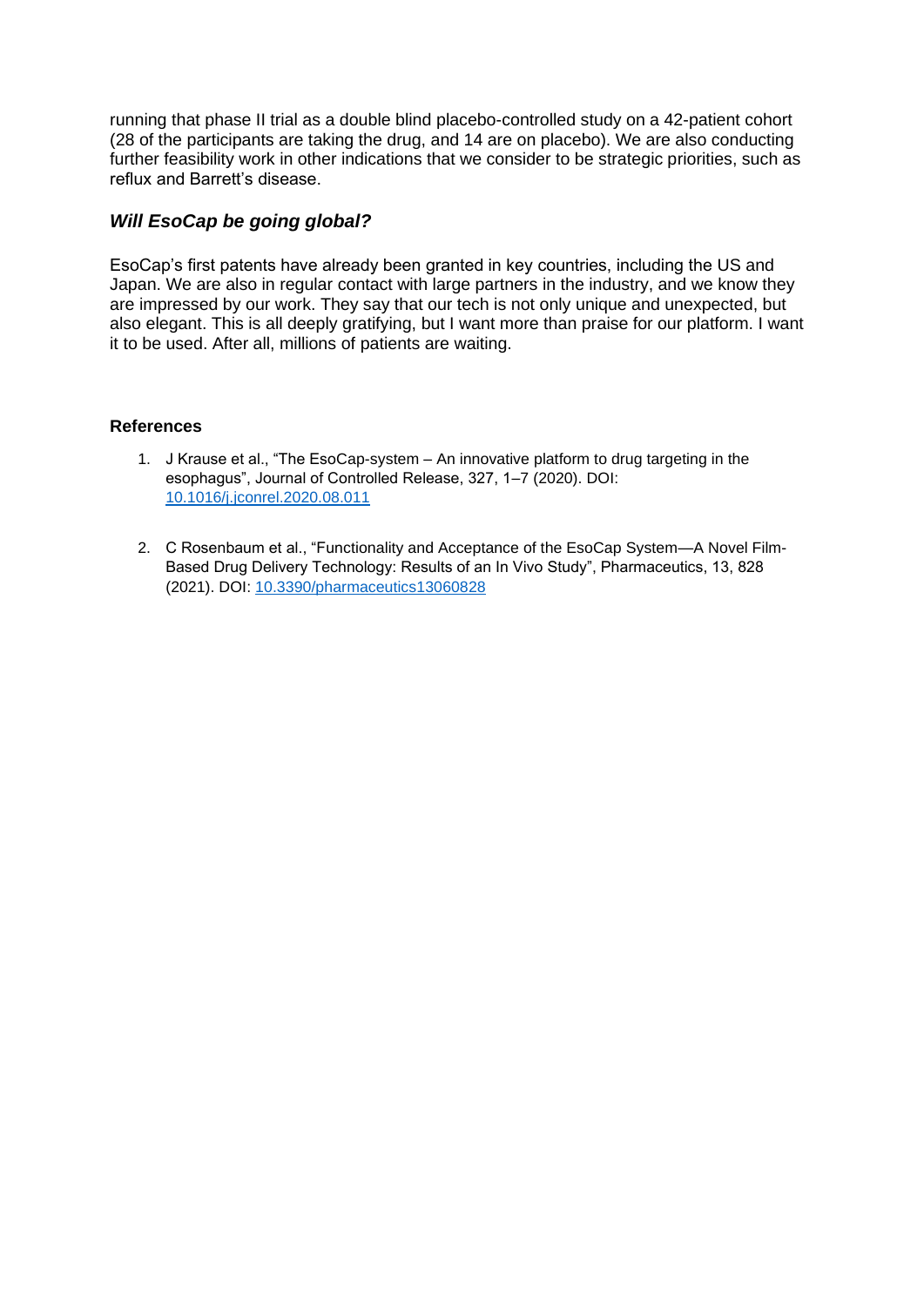running that phase II trial as a double blind placebo-controlled study on a 42-patient cohort (28 of the participants are taking the drug, and 14 are on placebo). We are also conducting further feasibility work in other indications that we consider to be strategic priorities, such as reflux and Barrett's disease.

### *Will EsoCap be going global?*

EsoCap's first patents have already been granted in key countries, including the US and Japan. We are also in regular contact with large partners in the industry, and we know they are impressed by our work. They say that our tech is not only unique and unexpected, but also elegant. This is all deeply gratifying, but I want more than praise for our platform. I want it to be used. After all, millions of patients are waiting.

**References**

1. J Krause et al., "The EsoCap-system – An innovative platform to drug targeting in the esophagus", Journal of Controlled Release, 327, 1–7 (2020). DOI: [10.1016/j.jconrel.2020.08.011](https://doi.org/10.1016/j.jconrel.2020.08.011)

2. C Rosenbaum et al., "Functionality and Acceptance of the EsoCap System—A Novel Film-Based Drug Delivery Technology: Results of an In Vivo Study", Pharmaceutics, 13, 828 (2021). DOI: [10.3390/pharmaceutics13060828](https://doi.org/10.3390/pharmaceutics13060828)